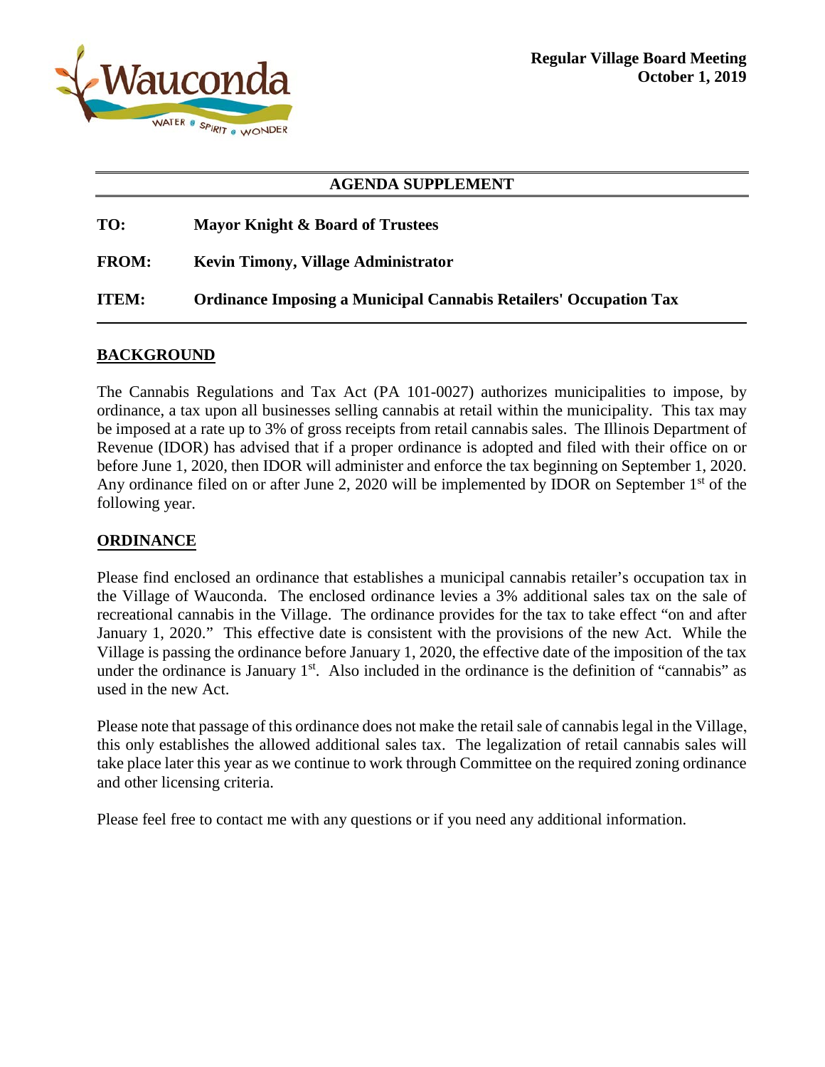**Regular Village Board Meeting**
**October 1, 2019**

## AGENDA SUPPLEMENT

**TO:** **Mayor Knight & Board of Trustees**

**FROM:** **Kevin Timony, Village Administrator**

**ITEM:** **Ordinance Imposing a Municipal Cannabis Retailers' Occupation Tax**

### BACKGROUND

The Cannabis Regulations and Tax Act (PA 101-0027) authorizes municipalities to impose, by ordinance, a tax upon all businesses selling cannabis at retail within the municipality. This tax may be imposed at a rate up to 3% of gross receipts from retail cannabis sales. The Illinois Department of Revenue (IDOR) has advised that if a proper ordinance is adopted and filed with their office on or before June 1, 2020, then IDOR will administer and enforce the tax beginning on September 1, 2020. Any ordinance filed on or after June 2, 2020 will be implemented by IDOR on September 1st of the following year.

### ORDINANCE

Please find enclosed an ordinance that establishes a municipal cannabis retailer's occupation tax in the Village of Wauconda. The enclosed ordinance levies a 3% additional sales tax on the sale of recreational cannabis in the Village. The ordinance provides for the tax to take effect "on and after January 1, 2020." This effective date is consistent with the provisions of the new Act. While the Village is passing the ordinance before January 1, 2020, the effective date of the imposition of the tax under the ordinance is January 1st. Also included in the ordinance is the definition of "cannabis" as used in the new Act.

Please note that passage of this ordinance does not make the retail sale of cannabis legal in the Village, this only establishes the allowed additional sales tax. The legalization of retail cannabis sales will take place later this year as we continue to work through Committee on the required zoning ordinance and other licensing criteria.

Please feel free to contact me with any questions or if you need any additional information.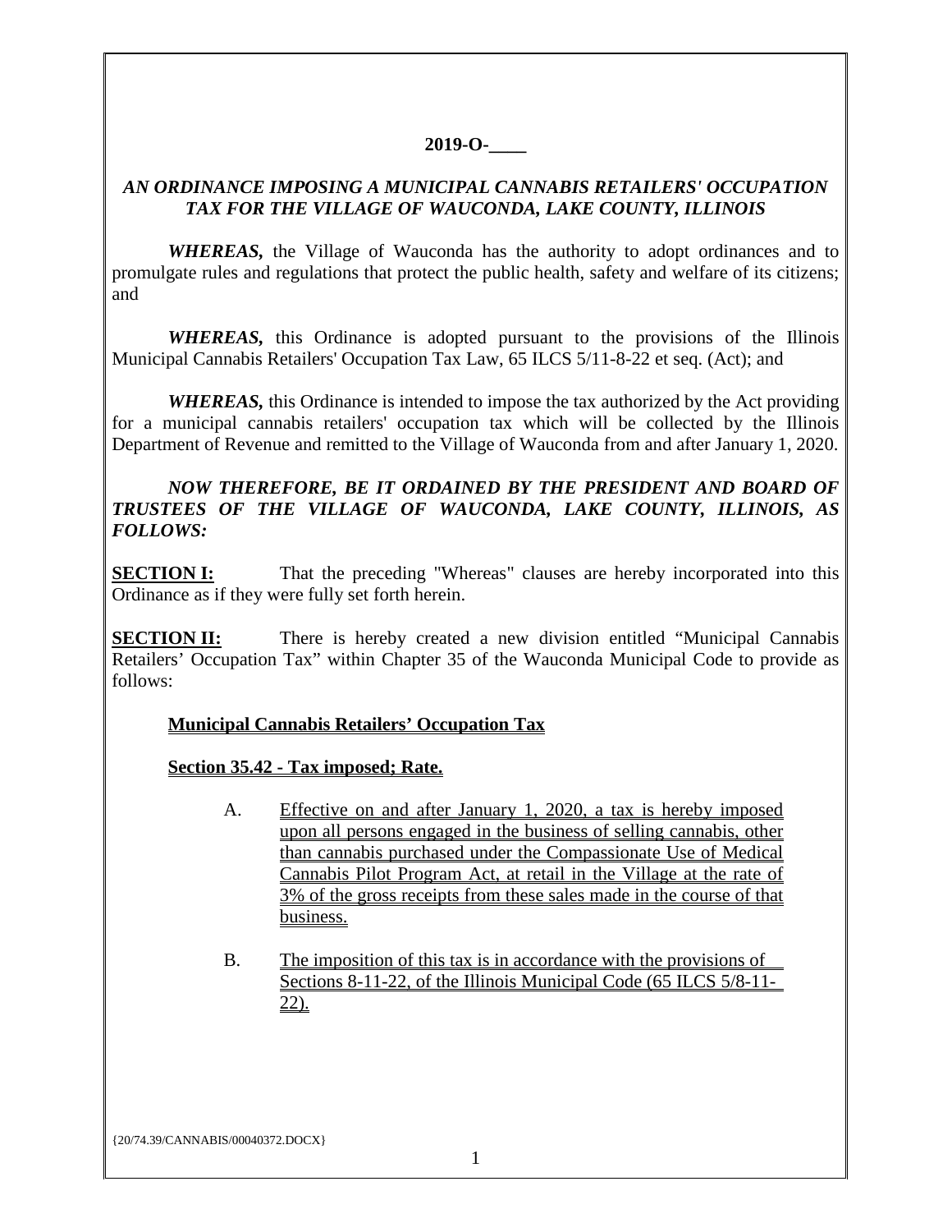**2019-O-\_\_\_\_**

***AN ORDINANCE IMPOSING A MUNICIPAL CANNABIS RETAILERS' OCCUPATION TAX FOR THE VILLAGE OF WAUCONDA, LAKE COUNTY, ILLINOIS***

***WHEREAS,*** the Village of Wauconda has the authority to adopt ordinances and to promulgate rules and regulations that protect the public health, safety and welfare of its citizens; and

***WHEREAS,*** this Ordinance is adopted pursuant to the provisions of the Illinois Municipal Cannabis Retailers' Occupation Tax Law, 65 ILCS 5/11-8-22 et seq. (Act); and

***WHEREAS,*** this Ordinance is intended to impose the tax authorized by the Act providing for a municipal cannabis retailers' occupation tax which will be collected by the Illinois Department of Revenue and remitted to the Village of Wauconda from and after January 1, 2020.

***NOW THEREFORE, BE IT ORDAINED BY THE PRESIDENT AND BOARD OF TRUSTEES OF THE VILLAGE OF WAUCONDA, LAKE COUNTY, ILLINOIS, AS FOLLOWS:***

**SECTION I:** That the preceding "Whereas" clauses are hereby incorporated into this Ordinance as if they were fully set forth herein.

**SECTION II:** There is hereby created a new division entitled "Municipal Cannabis Retailers' Occupation Tax" within Chapter 35 of the Wauconda Municipal Code to provide as follows:

**Municipal Cannabis Retailers' Occupation Tax**

**Section 35.42 - Tax imposed; Rate.**

A. Effective on and after January 1, 2020, a tax is hereby imposed upon all persons engaged in the business of selling cannabis, other than cannabis purchased under the Compassionate Use of Medical Cannabis Pilot Program Act, at retail in the Village at the rate of 3% of the gross receipts from these sales made in the course of that business.

B. The imposition of this tax is in accordance with the provisions of Sections 8-11-22, of the Illinois Municipal Code (65 ILCS 5/8-11-22).

{20/74.39/CANNABIS/00040372.DOCX}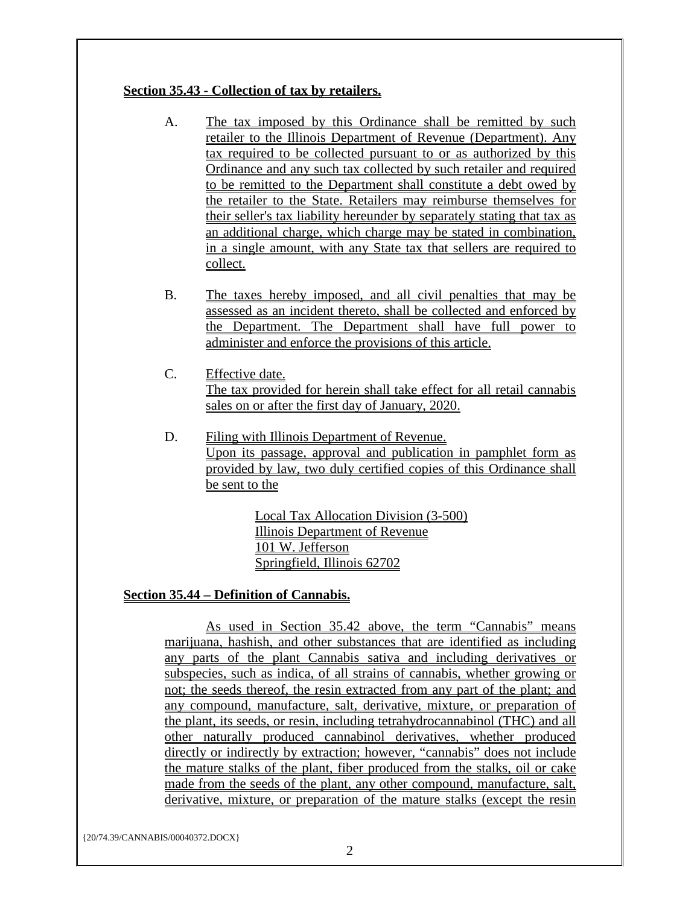**Section 35.43 - Collection of tax by retailers.**

A. The tax imposed by this Ordinance shall be remitted by such retailer to the Illinois Department of Revenue (Department). Any tax required to be collected pursuant to or as authorized by this Ordinance and any such tax collected by such retailer and required to be remitted to the Department shall constitute a debt owed by the retailer to the State. Retailers may reimburse themselves for their seller's tax liability hereunder by separately stating that tax as an additional charge, which charge may be stated in combination, in a single amount, with any State tax that sellers are required to collect.

B. The taxes hereby imposed, and all civil penalties that may be assessed as an incident thereto, shall be collected and enforced by the Department. The Department shall have full power to administer and enforce the provisions of this article.

C. Effective date.
The tax provided for herein shall take effect for all retail cannabis sales on or after the first day of January, 2020.

D. Filing with Illinois Department of Revenue.
Upon its passage, approval and publication in pamphlet form as provided by law, two duly certified copies of this Ordinance shall be sent to the

Local Tax Allocation Division (3-500)
Illinois Department of Revenue
101 W. Jefferson
Springfield, Illinois 62702

**Section 35.44 – Definition of Cannabis.**

As used in Section 35.42 above, the term "Cannabis" means marijuana, hashish, and other substances that are identified as including any parts of the plant Cannabis sativa and including derivatives or subspecies, such as indica, of all strains of cannabis, whether growing or not; the seeds thereof, the resin extracted from any part of the plant; and any compound, manufacture, salt, derivative, mixture, or preparation of the plant, its seeds, or resin, including tetrahydrocannabinol (THC) and all other naturally produced cannabinol derivatives, whether produced directly or indirectly by extraction; however, "cannabis" does not include the mature stalks of the plant, fiber produced from the stalks, oil or cake made from the seeds of the plant, any other compound, manufacture, salt, derivative, mixture, or preparation of the mature stalks (except the resin

{20/74.39/CANNABIS/00040372.DOCX}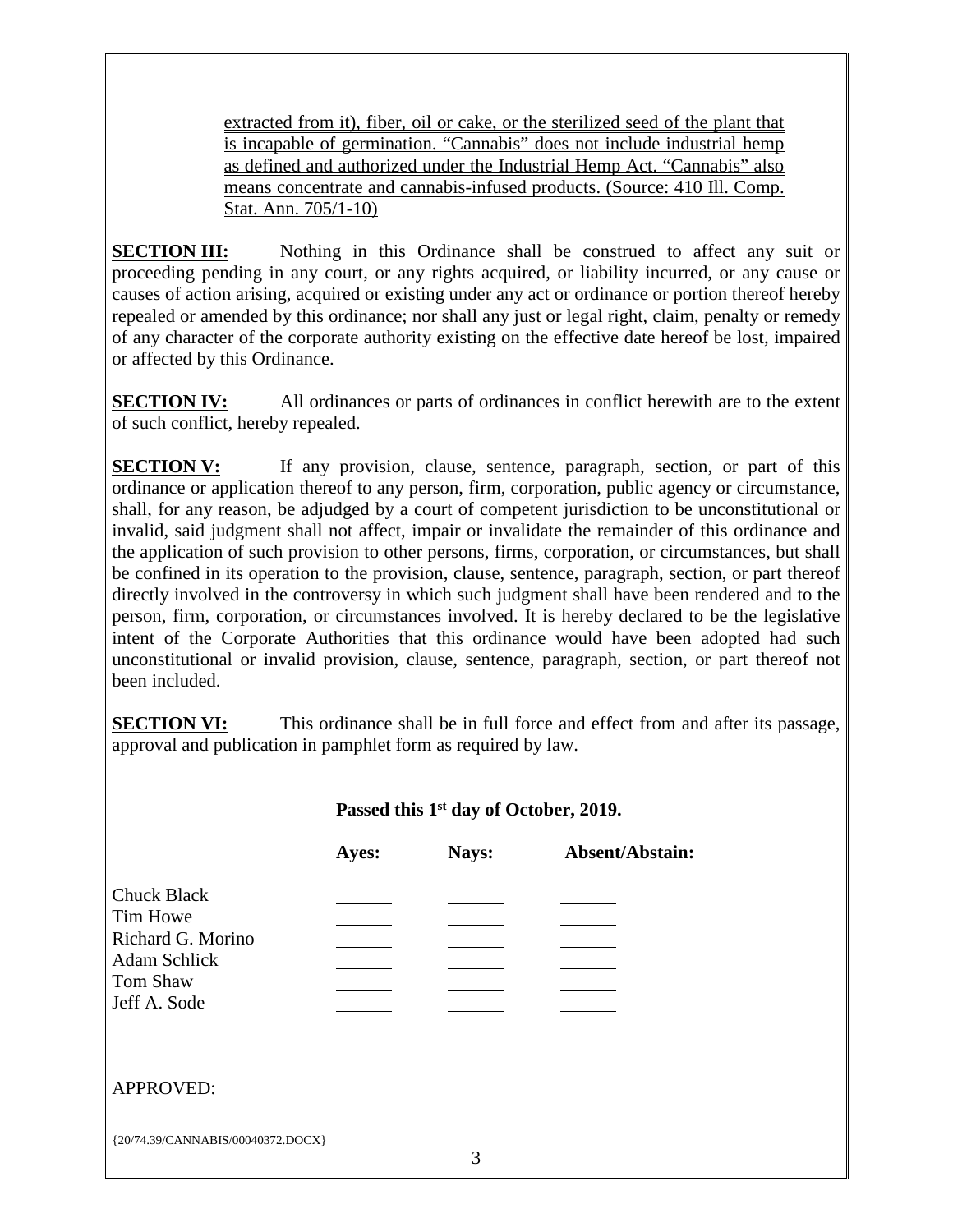extracted from it), fiber, oil or cake, or the sterilized seed of the plant that is incapable of germination. "Cannabis" does not include industrial hemp as defined and authorized under the Industrial Hemp Act. "Cannabis" also means concentrate and cannabis-infused products. (Source: 410 Ill. Comp. Stat. Ann. 705/1-10)

**SECTION III:** Nothing in this Ordinance shall be construed to affect any suit or proceeding pending in any court, or any rights acquired, or liability incurred, or any cause or causes of action arising, acquired or existing under any act or ordinance or portion thereof hereby repealed or amended by this ordinance; nor shall any just or legal right, claim, penalty or remedy of any character of the corporate authority existing on the effective date hereof be lost, impaired or affected by this Ordinance.

**SECTION IV:** All ordinances or parts of ordinances in conflict herewith are to the extent of such conflict, hereby repealed.

**SECTION V:** If any provision, clause, sentence, paragraph, section, or part of this ordinance or application thereof to any person, firm, corporation, public agency or circumstance, shall, for any reason, be adjudged by a court of competent jurisdiction to be unconstitutional or invalid, said judgment shall not affect, impair or invalidate the remainder of this ordinance and the application of such provision to other persons, firms, corporation, or circumstances, but shall be confined in its operation to the provision, clause, sentence, paragraph, section, or part thereof directly involved in the controversy in which such judgment shall have been rendered and to the person, firm, corporation, or circumstances involved. It is hereby declared to be the legislative intent of the Corporate Authorities that this ordinance would have been adopted had such unconstitutional or invalid provision, clause, sentence, paragraph, section, or part thereof not been included.

**SECTION VI:** This ordinance shall be in full force and effect from and after its passage, approval and publication in pamphlet form as required by law.

**Passed this 1st day of October, 2019.**

| | **Ayes:** | **Nays:** | **Absent/Abstain:** |
|---|---|---|---|
| Chuck Black | ______ | ______ | ______ |
| Tim Howe | ______ | ______ | ______ |
| Richard G. Morino | ______ | ______ | ______ |
| Adam Schlick | ______ | ______ | ______ |
| Tom Shaw | ______ | ______ | ______ |
| Jeff A. Sode | ______ | ______ | ______ |

APPROVED:

{20/74.39/CANNABIS/00040372.DOCX}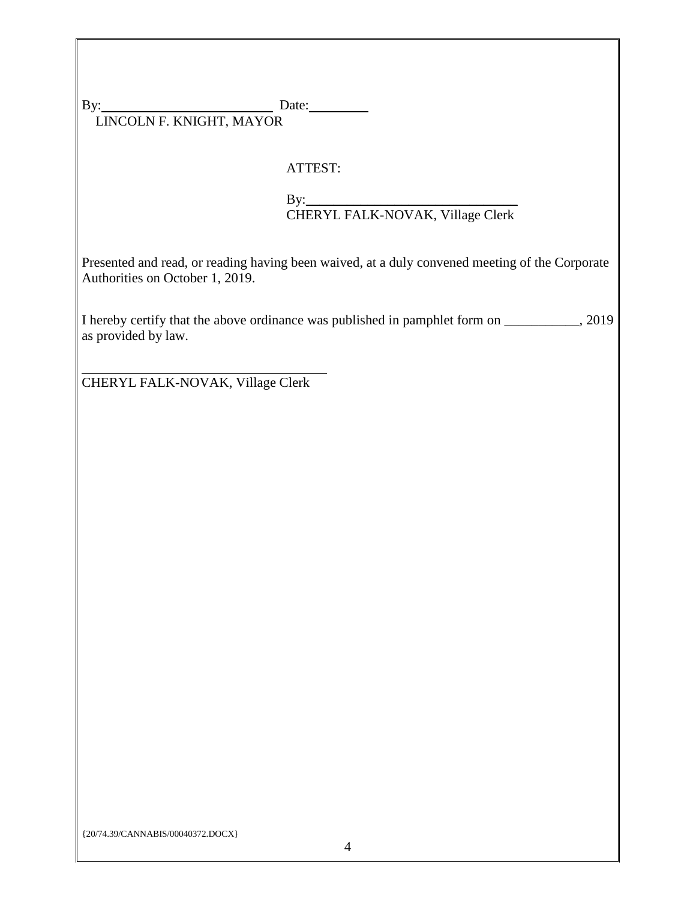By:\_\_\_\_\_\_\_\_\_\_\_\_\_\_\_\_\_\_\_\_\_\_\_\_\_\_ Date:\_\_\_\_\_\_\_\_\_

LINCOLN F. KNIGHT, MAYOR

ATTEST:

By:\_\_\_\_\_\_\_\_\_\_\_\_\_\_\_\_\_\_\_\_\_\_\_\_\_\_\_\_\_\_\_

CHERYL FALK-NOVAK, Village Clerk

Presented and read, or reading having been waived, at a duly convened meeting of the Corporate Authorities on October 1, 2019.

I hereby certify that the above ordinance was published in pamphlet form on ___________, 2019 as provided by law.

\_\_\_\_\_\_\_\_\_\_\_\_\_\_\_\_\_\_\_\_\_\_\_\_\_\_\_\_\_\_\_\_\_\_\_\_

CHERYL FALK-NOVAK, Village Clerk

{20/74.39/CANNABIS/00040372.DOCX}